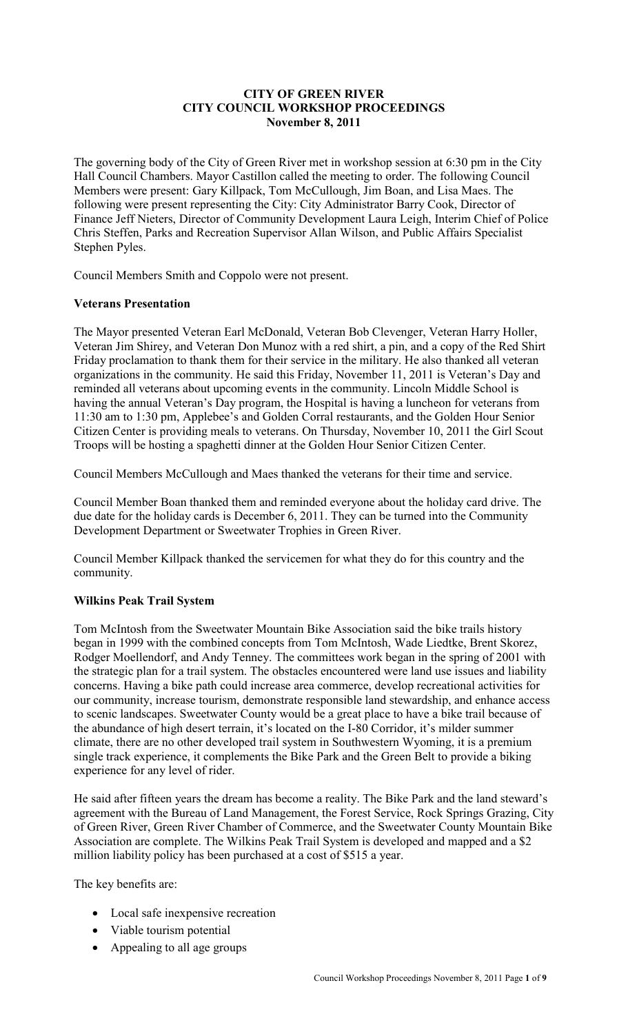**CITY OF GREEN RIVER**
**CITY COUNCIL WORKSHOP PROCEEDINGS**
**November 8, 2011**

The governing body of the City of Green River met in workshop session at 6:30 pm in the City Hall Council Chambers. Mayor Castillon called the meeting to order. The following Council Members were present: Gary Killpack, Tom McCullough, Jim Boan, and Lisa Maes. The following were present representing the City: City Administrator Barry Cook, Director of Finance Jeff Nieters, Director of Community Development Laura Leigh, Interim Chief of Police Chris Steffen, Parks and Recreation Supervisor Allan Wilson, and Public Affairs Specialist Stephen Pyles.

Council Members Smith and Coppolo were not present.

**Veterans Presentation**

The Mayor presented Veteran Earl McDonald, Veteran Bob Clevenger, Veteran Harry Holler, Veteran Jim Shirey, and Veteran Don Munoz with a red shirt, a pin, and a copy of the Red Shirt Friday proclamation to thank them for their service in the military. He also thanked all veteran organizations in the community. He said this Friday, November 11, 2011 is Veteran's Day and reminded all veterans about upcoming events in the community. Lincoln Middle School is having the annual Veteran's Day program, the Hospital is having a luncheon for veterans from 11:30 am to 1:30 pm, Applebee's and Golden Corral restaurants, and the Golden Hour Senior Citizen Center is providing meals to veterans. On Thursday, November 10, 2011 the Girl Scout Troops will be hosting a spaghetti dinner at the Golden Hour Senior Citizen Center.

Council Members McCullough and Maes thanked the veterans for their time and service.

Council Member Boan thanked them and reminded everyone about the holiday card drive. The due date for the holiday cards is December 6, 2011. They can be turned into the Community Development Department or Sweetwater Trophies in Green River.

Council Member Killpack thanked the servicemen for what they do for this country and the community.

**Wilkins Peak Trail System**

Tom McIntosh from the Sweetwater Mountain Bike Association said the bike trails history began in 1999 with the combined concepts from Tom McIntosh, Wade Liedtke, Brent Skorez, Rodger Moellendorf, and Andy Tenney. The committees work began in the spring of 2001 with the strategic plan for a trail system. The obstacles encountered were land use issues and liability concerns. Having a bike path could increase area commerce, develop recreational activities for our community, increase tourism, demonstrate responsible land stewardship, and enhance access to scenic landscapes. Sweetwater County would be a great place to have a bike trail because of the abundance of high desert terrain, it's located on the I-80 Corridor, it's milder summer climate, there are no other developed trail system in Southwestern Wyoming, it is a premium single track experience, it complements the Bike Park and the Green Belt to provide a biking experience for any level of rider.

He said after fifteen years the dream has become a reality. The Bike Park and the land steward's agreement with the Bureau of Land Management, the Forest Service, Rock Springs Grazing, City of Green River, Green River Chamber of Commerce, and the Sweetwater County Mountain Bike Association are complete. The Wilkins Peak Trail System is developed and mapped and a $2 million liability policy has been purchased at a cost of $515 a year.

The key benefits are:

- Local safe inexpensive recreation
- Viable tourism potential
- Appealing to all age groups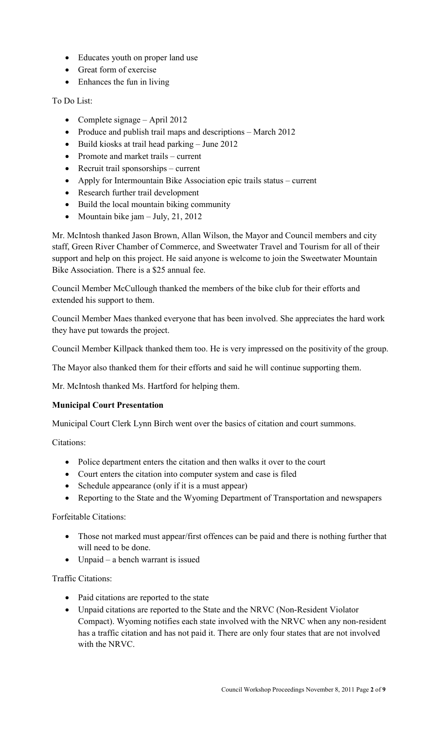- Educates youth on proper land use
- Great form of exercise
- Enhances the fun in living

To Do List:

- Complete signage – April 2012
- Produce and publish trail maps and descriptions – March 2012
- Build kiosks at trail head parking – June 2012
- Promote and market trails – current
- Recruit trail sponsorships – current
- Apply for Intermountain Bike Association epic trails status – current
- Research further trail development
- Build the local mountain biking community
- Mountain bike jam – July, 21, 2012

Mr. McIntosh thanked Jason Brown, Allan Wilson, the Mayor and Council members and city staff, Green River Chamber of Commerce, and Sweetwater Travel and Tourism for all of their support and help on this project. He said anyone is welcome to join the Sweetwater Mountain Bike Association. There is a $25 annual fee.

Council Member McCullough thanked the members of the bike club for their efforts and extended his support to them.

Council Member Maes thanked everyone that has been involved. She appreciates the hard work they have put towards the project.

Council Member Killpack thanked them too. He is very impressed on the positivity of the group.

The Mayor also thanked them for their efforts and said he will continue supporting them.

Mr. McIntosh thanked Ms. Hartford for helping them.

**Municipal Court Presentation**

Municipal Court Clerk Lynn Birch went over the basics of citation and court summons.

Citations:

- Police department enters the citation and then walks it over to the court
- Court enters the citation into computer system and case is filed
- Schedule appearance (only if it is a must appear)
- Reporting to the State and the Wyoming Department of Transportation and newspapers

Forfeitable Citations:

- Those not marked must appear/first offences can be paid and there is nothing further that will need to be done.
- Unpaid – a bench warrant is issued

Traffic Citations:

- Paid citations are reported to the state
- Unpaid citations are reported to the State and the NRVC (Non-Resident Violator Compact). Wyoming notifies each state involved with the NRVC when any non-resident has a traffic citation and has not paid it. There are only four states that are not involved with the NRVC.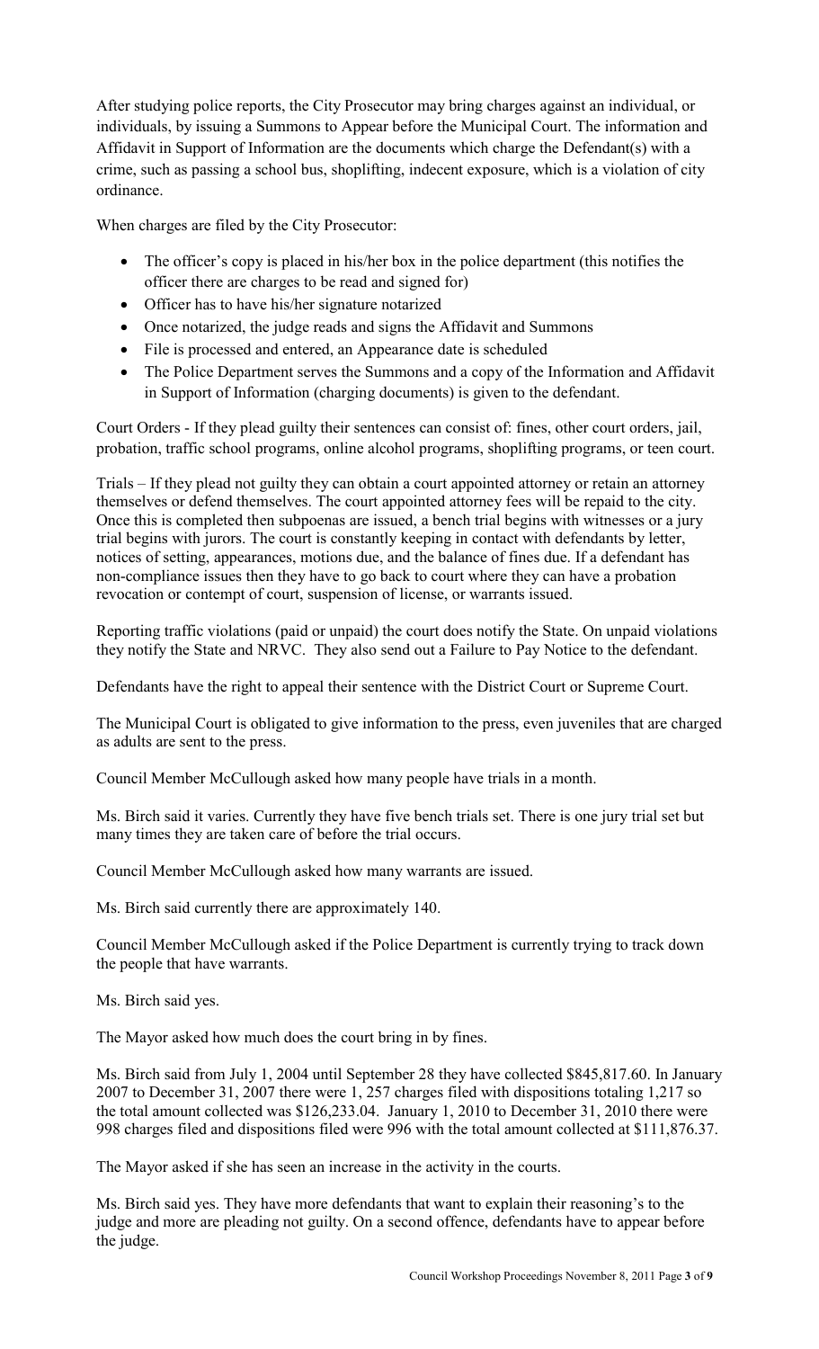After studying police reports, the City Prosecutor may bring charges against an individual, or individuals, by issuing a Summons to Appear before the Municipal Court. The information and Affidavit in Support of Information are the documents which charge the Defendant(s) with a crime, such as passing a school bus, shoplifting, indecent exposure, which is a violation of city ordinance.

When charges are filed by the City Prosecutor:

- The officer's copy is placed in his/her box in the police department (this notifies the officer there are charges to be read and signed for)
- Officer has to have his/her signature notarized
- Once notarized, the judge reads and signs the Affidavit and Summons
- File is processed and entered, an Appearance date is scheduled
- The Police Department serves the Summons and a copy of the Information and Affidavit in Support of Information (charging documents) is given to the defendant.

Court Orders - If they plead guilty their sentences can consist of: fines, other court orders, jail, probation, traffic school programs, online alcohol programs, shoplifting programs, or teen court.

Trials – If they plead not guilty they can obtain a court appointed attorney or retain an attorney themselves or defend themselves. The court appointed attorney fees will be repaid to the city. Once this is completed then subpoenas are issued, a bench trial begins with witnesses or a jury trial begins with jurors. The court is constantly keeping in contact with defendants by letter, notices of setting, appearances, motions due, and the balance of fines due. If a defendant has non-compliance issues then they have to go back to court where they can have a probation revocation or contempt of court, suspension of license, or warrants issued.

Reporting traffic violations (paid or unpaid) the court does notify the State. On unpaid violations they notify the State and NRVC. They also send out a Failure to Pay Notice to the defendant.

Defendants have the right to appeal their sentence with the District Court or Supreme Court.

The Municipal Court is obligated to give information to the press, even juveniles that are charged as adults are sent to the press.

Council Member McCullough asked how many people have trials in a month.

Ms. Birch said it varies. Currently they have five bench trials set. There is one jury trial set but many times they are taken care of before the trial occurs.

Council Member McCullough asked how many warrants are issued.

Ms. Birch said currently there are approximately 140.

Council Member McCullough asked if the Police Department is currently trying to track down the people that have warrants.

Ms. Birch said yes.

The Mayor asked how much does the court bring in by fines.

Ms. Birch said from July 1, 2004 until September 28 they have collected $845,817.60. In January 2007 to December 31, 2007 there were 1, 257 charges filed with dispositions totaling 1,217 so the total amount collected was $126,233.04. January 1, 2010 to December 31, 2010 there were 998 charges filed and dispositions filed were 996 with the total amount collected at $111,876.37.

The Mayor asked if she has seen an increase in the activity in the courts.

Ms. Birch said yes. They have more defendants that want to explain their reasoning's to the judge and more are pleading not guilty. On a second offence, defendants have to appear before the judge.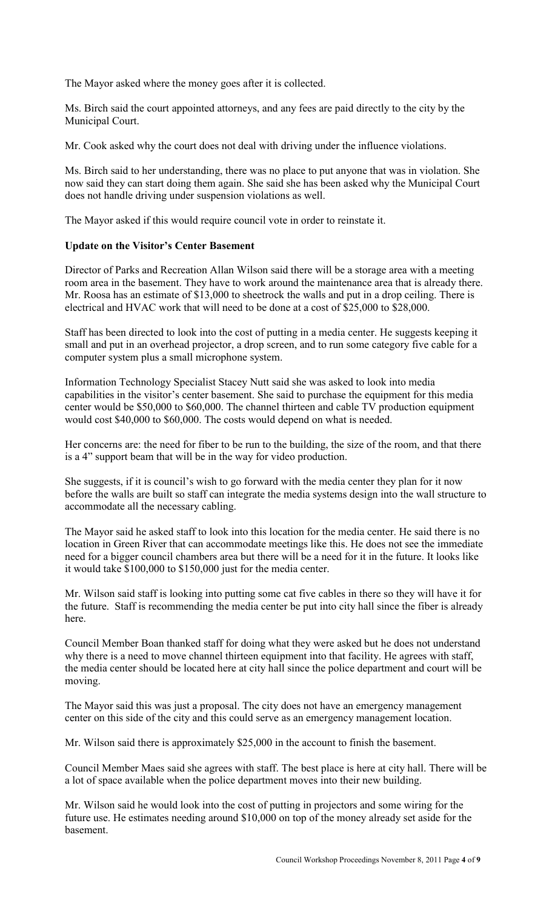The Mayor asked where the money goes after it is collected.

Ms. Birch said the court appointed attorneys, and any fees are paid directly to the city by the Municipal Court.

Mr. Cook asked why the court does not deal with driving under the influence violations.

Ms. Birch said to her understanding, there was no place to put anyone that was in violation. She now said they can start doing them again. She said she has been asked why the Municipal Court does not handle driving under suspension violations as well.

The Mayor asked if this would require council vote in order to reinstate it.

**Update on the Visitor's Center Basement**

Director of Parks and Recreation Allan Wilson said there will be a storage area with a meeting room area in the basement. They have to work around the maintenance area that is already there. Mr. Roosa has an estimate of $13,000 to sheetrock the walls and put in a drop ceiling. There is electrical and HVAC work that will need to be done at a cost of $25,000 to $28,000.

Staff has been directed to look into the cost of putting in a media center. He suggests keeping it small and put in an overhead projector, a drop screen, and to run some category five cable for a computer system plus a small microphone system.

Information Technology Specialist Stacey Nutt said she was asked to look into media capabilities in the visitor's center basement. She said to purchase the equipment for this media center would be $50,000 to $60,000. The channel thirteen and cable TV production equipment would cost $40,000 to $60,000. The costs would depend on what is needed.

Her concerns are: the need for fiber to be run to the building, the size of the room, and that there is a 4" support beam that will be in the way for video production.

She suggests, if it is council's wish to go forward with the media center they plan for it now before the walls are built so staff can integrate the media systems design into the wall structure to accommodate all the necessary cabling.

The Mayor said he asked staff to look into this location for the media center. He said there is no location in Green River that can accommodate meetings like this. He does not see the immediate need for a bigger council chambers area but there will be a need for it in the future. It looks like it would take $100,000 to $150,000 just for the media center.

Mr. Wilson said staff is looking into putting some cat five cables in there so they will have it for the future. Staff is recommending the media center be put into city hall since the fiber is already here.

Council Member Boan thanked staff for doing what they were asked but he does not understand why there is a need to move channel thirteen equipment into that facility. He agrees with staff, the media center should be located here at city hall since the police department and court will be moving.

The Mayor said this was just a proposal. The city does not have an emergency management center on this side of the city and this could serve as an emergency management location.

Mr. Wilson said there is approximately $25,000 in the account to finish the basement.

Council Member Maes said she agrees with staff. The best place is here at city hall. There will be a lot of space available when the police department moves into their new building.

Mr. Wilson said he would look into the cost of putting in projectors and some wiring for the future use. He estimates needing around $10,000 on top of the money already set aside for the basement.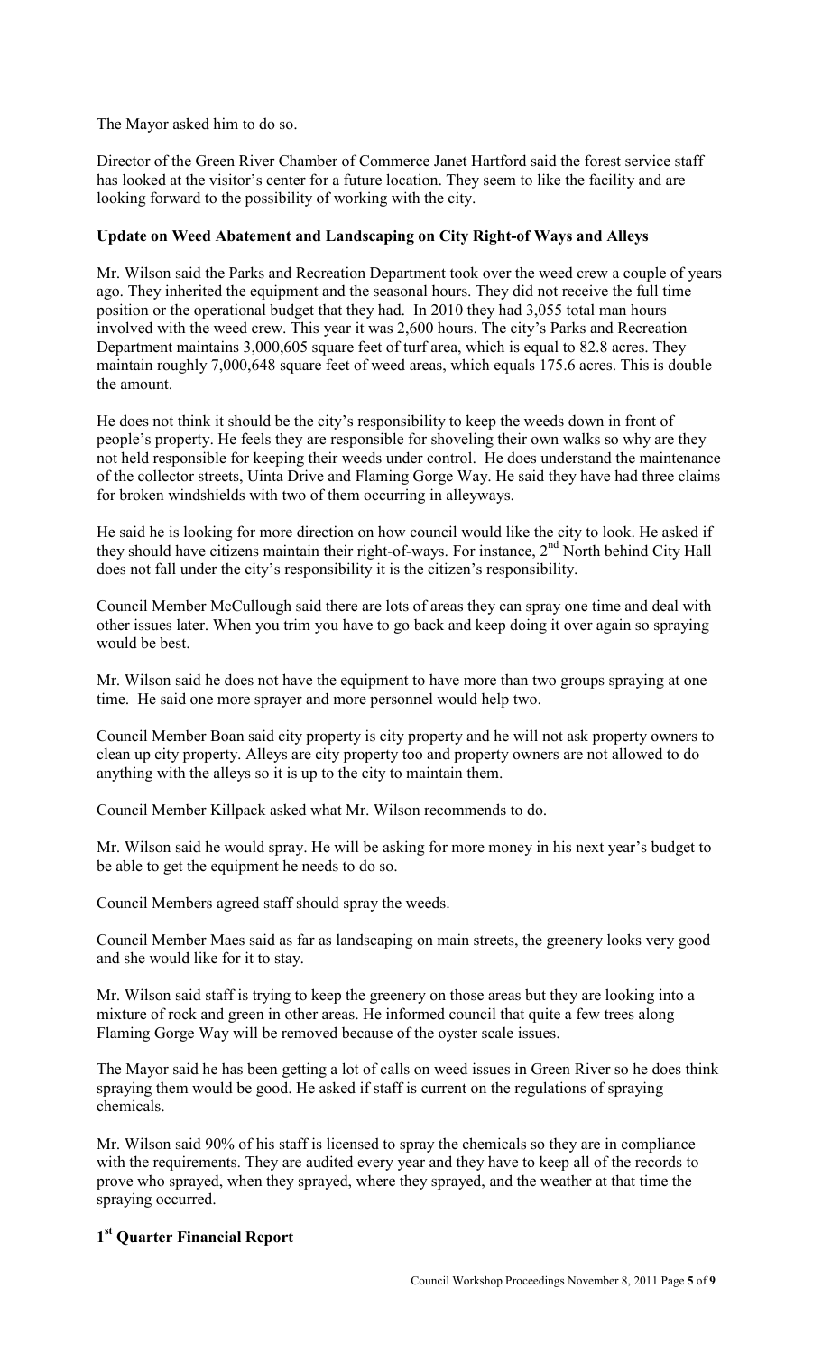The Mayor asked him to do so.

Director of the Green River Chamber of Commerce Janet Hartford said the forest service staff has looked at the visitor's center for a future location. They seem to like the facility and are looking forward to the possibility of working with the city.

**Update on Weed Abatement and Landscaping on City Right-of Ways and Alleys**

Mr. Wilson said the Parks and Recreation Department took over the weed crew a couple of years ago. They inherited the equipment and the seasonal hours. They did not receive the full time position or the operational budget that they had. In 2010 they had 3,055 total man hours involved with the weed crew. This year it was 2,600 hours. The city's Parks and Recreation Department maintains 3,000,605 square feet of turf area, which is equal to 82.8 acres. They maintain roughly 7,000,648 square feet of weed areas, which equals 175.6 acres. This is double the amount.

He does not think it should be the city's responsibility to keep the weeds down in front of people's property. He feels they are responsible for shoveling their own walks so why are they not held responsible for keeping their weeds under control. He does understand the maintenance of the collector streets, Uinta Drive and Flaming Gorge Way. He said they have had three claims for broken windshields with two of them occurring in alleyways.

He said he is looking for more direction on how council would like the city to look. He asked if they should have citizens maintain their right-of-ways. For instance, 2nd North behind City Hall does not fall under the city's responsibility it is the citizen's responsibility.

Council Member McCullough said there are lots of areas they can spray one time and deal with other issues later. When you trim you have to go back and keep doing it over again so spraying would be best.

Mr. Wilson said he does not have the equipment to have more than two groups spraying at one time. He said one more sprayer and more personnel would help two.

Council Member Boan said city property is city property and he will not ask property owners to clean up city property. Alleys are city property too and property owners are not allowed to do anything with the alleys so it is up to the city to maintain them.

Council Member Killpack asked what Mr. Wilson recommends to do.

Mr. Wilson said he would spray. He will be asking for more money in his next year's budget to be able to get the equipment he needs to do so.

Council Members agreed staff should spray the weeds.

Council Member Maes said as far as landscaping on main streets, the greenery looks very good and she would like for it to stay.

Mr. Wilson said staff is trying to keep the greenery on those areas but they are looking into a mixture of rock and green in other areas. He informed council that quite a few trees along Flaming Gorge Way will be removed because of the oyster scale issues.

The Mayor said he has been getting a lot of calls on weed issues in Green River so he does think spraying them would be good. He asked if staff is current on the regulations of spraying chemicals.

Mr. Wilson said 90% of his staff is licensed to spray the chemicals so they are in compliance with the requirements. They are audited every year and they have to keep all of the records to prove who sprayed, when they sprayed, where they sprayed, and the weather at that time the spraying occurred.

**1st Quarter Financial Report**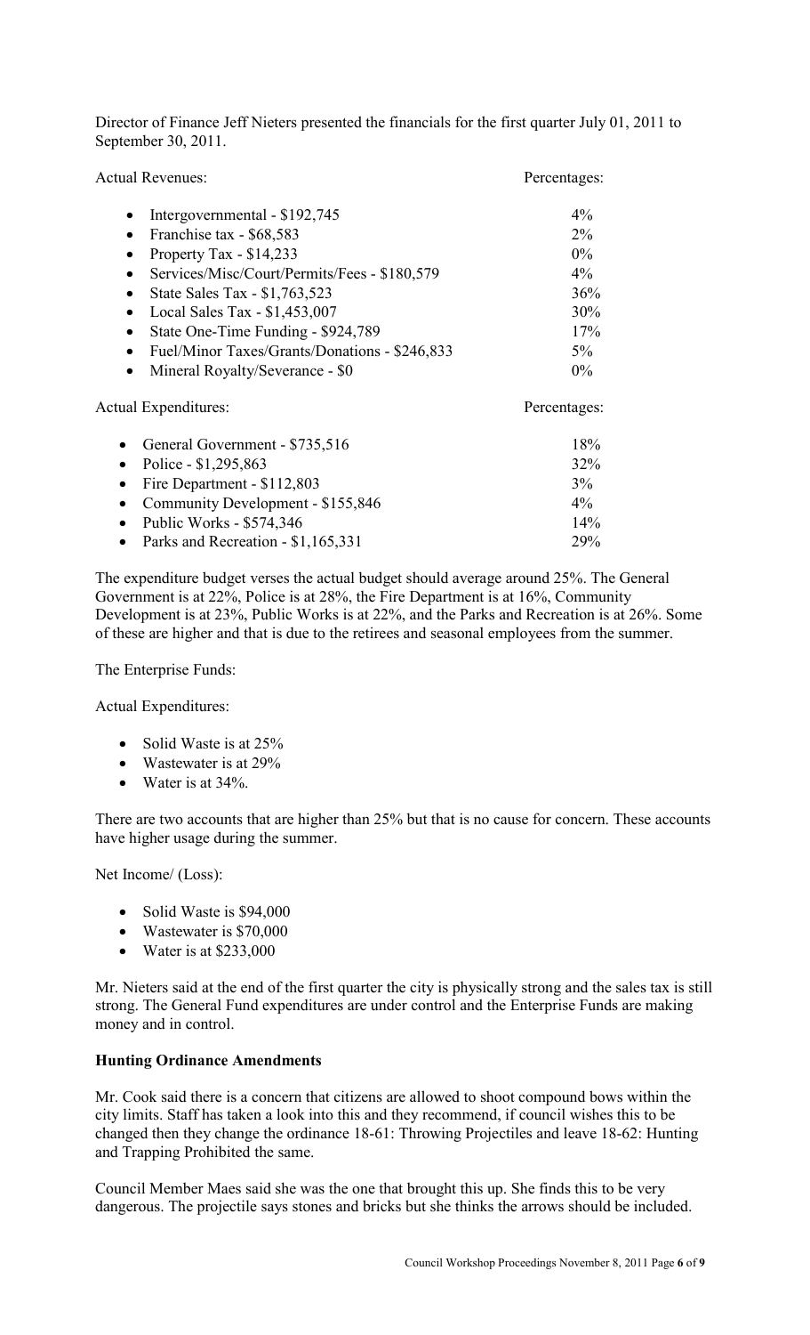Director of Finance Jeff Nieters presented the financials for the first quarter July 01, 2011 to September 30, 2011.

| Actual Revenues: | Percentages: |
|---|---|
| • Intergovernmental - $192,745 | 4% |
| • Franchise tax - $68,583 | 2% |
| • Property Tax - $14,233 | 0% |
| • Services/Misc/Court/Permits/Fees - $180,579 | 4% |
| • State Sales Tax - $1,763,523 | 36% |
| • Local Sales Tax - $1,453,007 | 30% |
| • State One-Time Funding - $924,789 | 17% |
| • Fuel/Minor Taxes/Grants/Donations - $246,833 | 5% |
| • Mineral Royalty/Severance - $0 | 0% |

| Actual Expenditures: | Percentages: |
|---|---|
| • General Government - $735,516 | 18% |
| • Police - $1,295,863 | 32% |
| • Fire Department - $112,803 | 3% |
| • Community Development - $155,846 | 4% |
| • Public Works - $574,346 | 14% |
| • Parks and Recreation - $1,165,331 | 29% |

The expenditure budget verses the actual budget should average around 25%. The General Government is at 22%, Police is at 28%, the Fire Department is at 16%, Community Development is at 23%, Public Works is at 22%, and the Parks and Recreation is at 26%. Some of these are higher and that is due to the retirees and seasonal employees from the summer.

The Enterprise Funds:

Actual Expenditures:

- Solid Waste is at 25%
- Wastewater is at 29%
- Water is at 34%.

There are two accounts that are higher than 25% but that is no cause for concern. These accounts have higher usage during the summer.

Net Income/ (Loss):

- Solid Waste is $94,000
- Wastewater is $70,000
- Water is at $233,000

Mr. Nieters said at the end of the first quarter the city is physically strong and the sales tax is still strong. The General Fund expenditures are under control and the Enterprise Funds are making money and in control.

**Hunting Ordinance Amendments**

Mr. Cook said there is a concern that citizens are allowed to shoot compound bows within the city limits. Staff has taken a look into this and they recommend, if council wishes this to be changed then they change the ordinance 18-61: Throwing Projectiles and leave 18-62: Hunting and Trapping Prohibited the same.

Council Member Maes said she was the one that brought this up. She finds this to be very dangerous. The projectile says stones and bricks but she thinks the arrows should be included.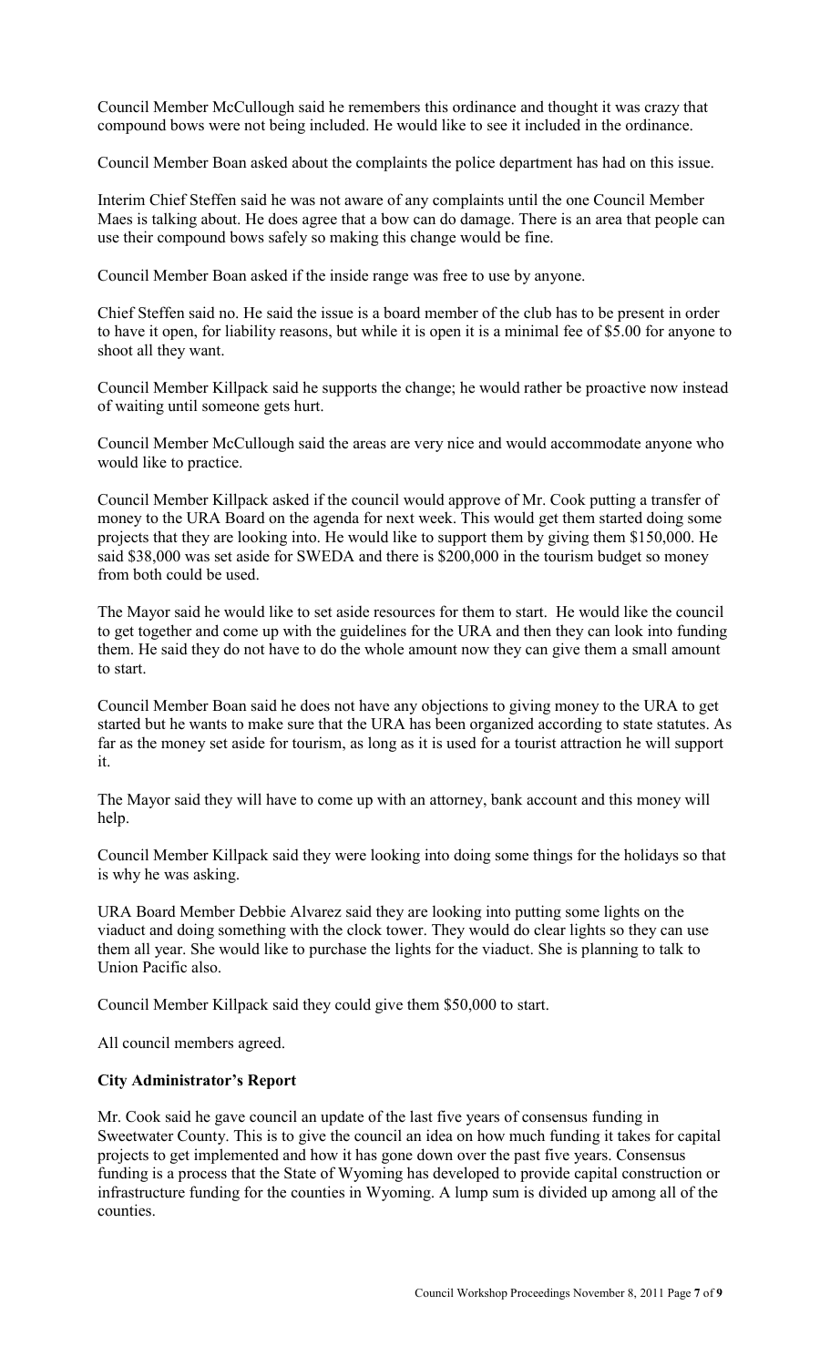Council Member McCullough said he remembers this ordinance and thought it was crazy that compound bows were not being included. He would like to see it included in the ordinance.

Council Member Boan asked about the complaints the police department has had on this issue.

Interim Chief Steffen said he was not aware of any complaints until the one Council Member Maes is talking about. He does agree that a bow can do damage. There is an area that people can use their compound bows safely so making this change would be fine.

Council Member Boan asked if the inside range was free to use by anyone.

Chief Steffen said no. He said the issue is a board member of the club has to be present in order to have it open, for liability reasons, but while it is open it is a minimal fee of $5.00 for anyone to shoot all they want.

Council Member Killpack said he supports the change; he would rather be proactive now instead of waiting until someone gets hurt.

Council Member McCullough said the areas are very nice and would accommodate anyone who would like to practice.

Council Member Killpack asked if the council would approve of Mr. Cook putting a transfer of money to the URA Board on the agenda for next week. This would get them started doing some projects that they are looking into. He would like to support them by giving them $150,000. He said $38,000 was set aside for SWEDA and there is $200,000 in the tourism budget so money from both could be used.

The Mayor said he would like to set aside resources for them to start. He would like the council to get together and come up with the guidelines for the URA and then they can look into funding them. He said they do not have to do the whole amount now they can give them a small amount to start.

Council Member Boan said he does not have any objections to giving money to the URA to get started but he wants to make sure that the URA has been organized according to state statutes. As far as the money set aside for tourism, as long as it is used for a tourist attraction he will support it.

The Mayor said they will have to come up with an attorney, bank account and this money will help.

Council Member Killpack said they were looking into doing some things for the holidays so that is why he was asking.

URA Board Member Debbie Alvarez said they are looking into putting some lights on the viaduct and doing something with the clock tower. They would do clear lights so they can use them all year. She would like to purchase the lights for the viaduct. She is planning to talk to Union Pacific also.

Council Member Killpack said they could give them $50,000 to start.

All council members agreed.

**City Administrator's Report**

Mr. Cook said he gave council an update of the last five years of consensus funding in Sweetwater County. This is to give the council an idea on how much funding it takes for capital projects to get implemented and how it has gone down over the past five years. Consensus funding is a process that the State of Wyoming has developed to provide capital construction or infrastructure funding for the counties in Wyoming. A lump sum is divided up among all of the counties.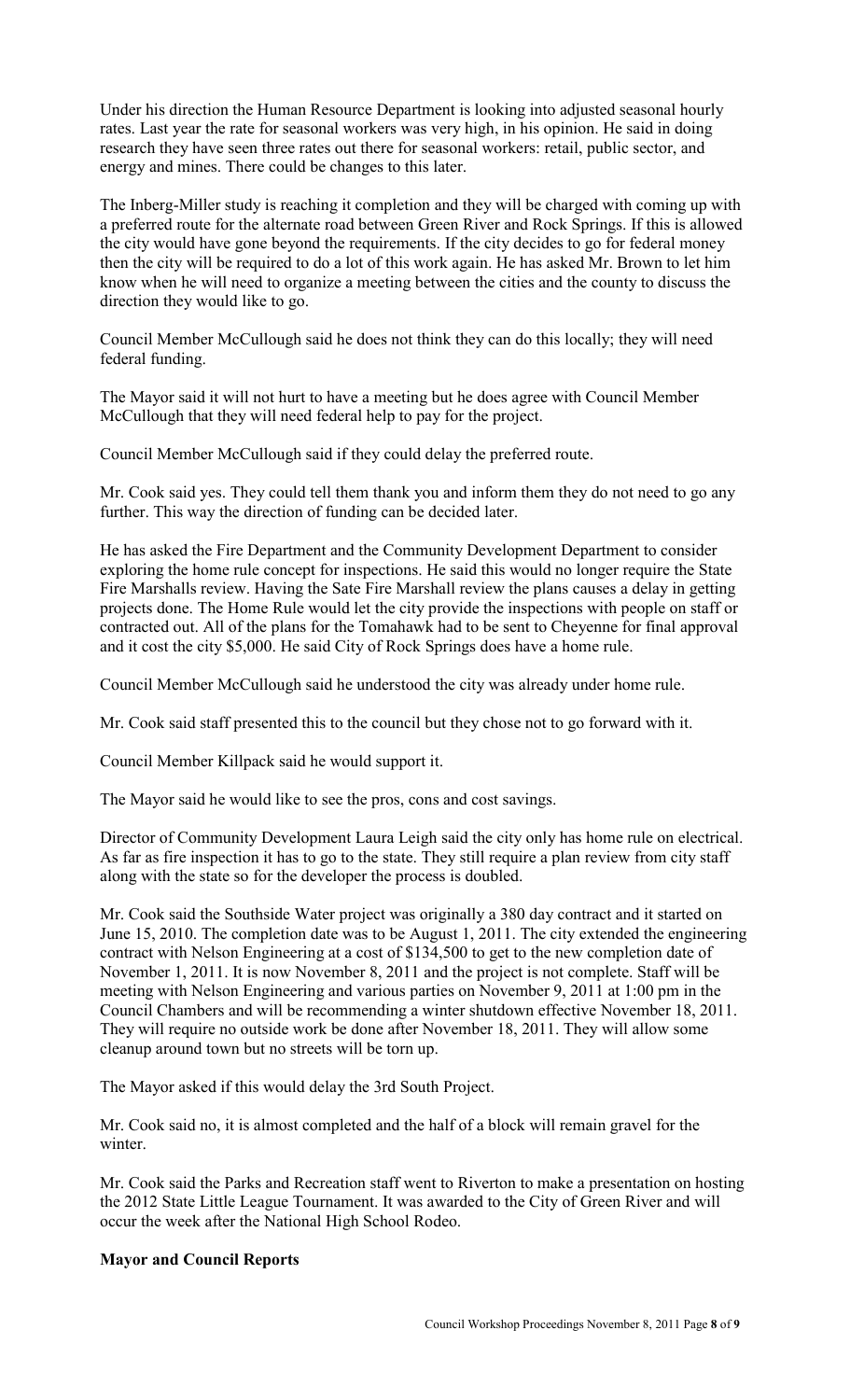Under his direction the Human Resource Department is looking into adjusted seasonal hourly rates. Last year the rate for seasonal workers was very high, in his opinion. He said in doing research they have seen three rates out there for seasonal workers: retail, public sector, and energy and mines. There could be changes to this later.

The Inberg-Miller study is reaching it completion and they will be charged with coming up with a preferred route for the alternate road between Green River and Rock Springs. If this is allowed the city would have gone beyond the requirements. If the city decides to go for federal money then the city will be required to do a lot of this work again. He has asked Mr. Brown to let him know when he will need to organize a meeting between the cities and the county to discuss the direction they would like to go.

Council Member McCullough said he does not think they can do this locally; they will need federal funding.

The Mayor said it will not hurt to have a meeting but he does agree with Council Member McCullough that they will need federal help to pay for the project.

Council Member McCullough said if they could delay the preferred route.

Mr. Cook said yes. They could tell them thank you and inform them they do not need to go any further. This way the direction of funding can be decided later.

He has asked the Fire Department and the Community Development Department to consider exploring the home rule concept for inspections. He said this would no longer require the State Fire Marshalls review. Having the Sate Fire Marshall review the plans causes a delay in getting projects done. The Home Rule would let the city provide the inspections with people on staff or contracted out. All of the plans for the Tomahawk had to be sent to Cheyenne for final approval and it cost the city $5,000. He said City of Rock Springs does have a home rule.

Council Member McCullough said he understood the city was already under home rule.

Mr. Cook said staff presented this to the council but they chose not to go forward with it.

Council Member Killpack said he would support it.

The Mayor said he would like to see the pros, cons and cost savings.

Director of Community Development Laura Leigh said the city only has home rule on electrical. As far as fire inspection it has to go to the state. They still require a plan review from city staff along with the state so for the developer the process is doubled.

Mr. Cook said the Southside Water project was originally a 380 day contract and it started on June 15, 2010. The completion date was to be August 1, 2011. The city extended the engineering contract with Nelson Engineering at a cost of $134,500 to get to the new completion date of November 1, 2011. It is now November 8, 2011 and the project is not complete. Staff will be meeting with Nelson Engineering and various parties on November 9, 2011 at 1:00 pm in the Council Chambers and will be recommending a winter shutdown effective November 18, 2011. They will require no outside work be done after November 18, 2011. They will allow some cleanup around town but no streets will be torn up.

The Mayor asked if this would delay the 3rd South Project.

Mr. Cook said no, it is almost completed and the half of a block will remain gravel for the winter.

Mr. Cook said the Parks and Recreation staff went to Riverton to make a presentation on hosting the 2012 State Little League Tournament. It was awarded to the City of Green River and will occur the week after the National High School Rodeo.

**Mayor and Council Reports**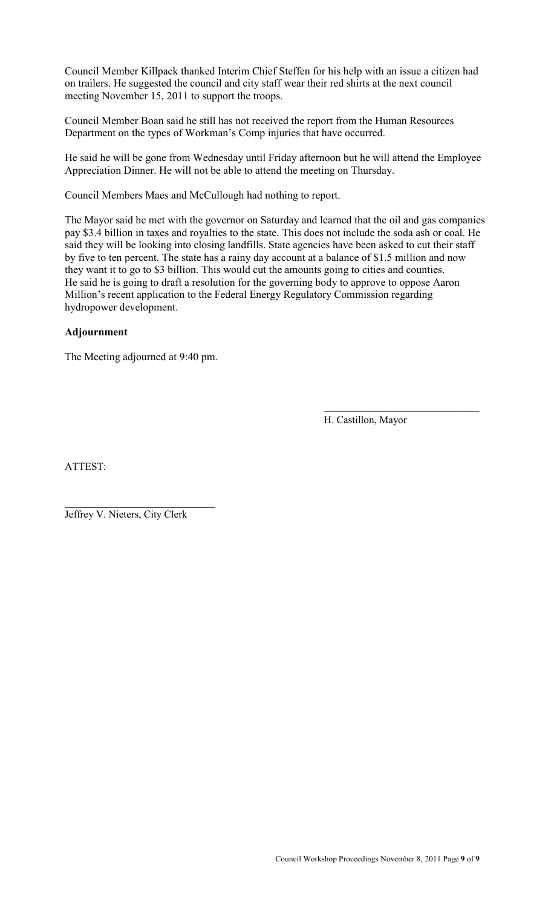Council Member Killpack thanked Interim Chief Steffen for his help with an issue a citizen had on trailers. He suggested the council and city staff wear their red shirts at the next council meeting November 15, 2011 to support the troops.

Council Member Boan said he still has not received the report from the Human Resources Department on the types of Workman's Comp injuries that have occurred.

He said he will be gone from Wednesday until Friday afternoon but he will attend the Employee Appreciation Dinner. He will not be able to attend the meeting on Thursday.

Council Members Maes and McCullough had nothing to report.

The Mayor said he met with the governor on Saturday and learned that the oil and gas companies pay $3.4 billion in taxes and royalties to the state. This does not include the soda ash or coal. He said they will be looking into closing landfills. State agencies have been asked to cut their staff by five to ten percent. The state has a rainy day account at a balance of $1.5 million and now they want it to go to $3 billion. This would cut the amounts going to cities and counties. He said he is going to draft a resolution for the governing body to approve to oppose Aaron Million's recent application to the Federal Energy Regulatory Commission regarding hydropower development.

**Adjournment**

The Meeting adjourned at 9:40 pm.

_____________________________
H. Castillon, Mayor

ATTEST:

_____________________________
Jeffrey V. Nieters, City Clerk